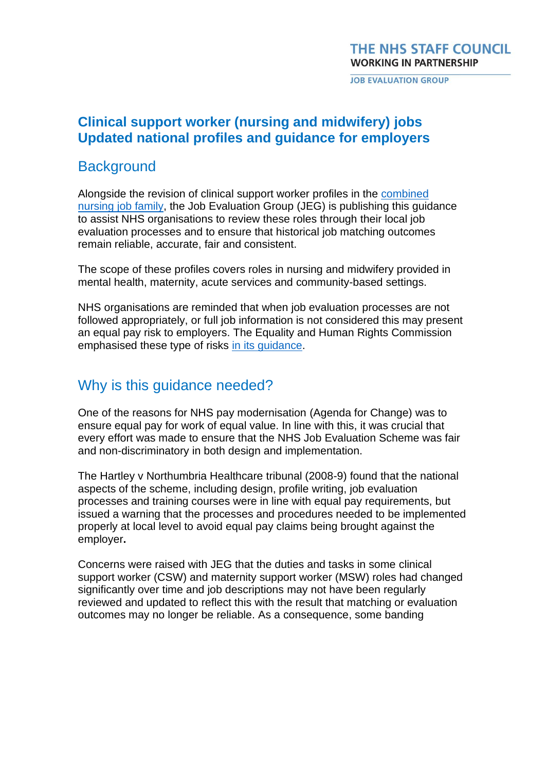THE NHS STAFF COUNCIL
WORKING IN PARTNERSHIP
JOB EVALUATION GROUP

# Clinical support worker (nursing and midwifery) jobs Updated national profiles and guidance for employers

## Background

Alongside the revision of clinical support worker profiles in the combined nursing job family, the Job Evaluation Group (JEG) is publishing this guidance to assist NHS organisations to review these roles through their local job evaluation processes and to ensure that historical job matching outcomes remain reliable, accurate, fair and consistent.

The scope of these profiles covers roles in nursing and midwifery provided in mental health, maternity, acute services and community-based settings.

NHS organisations are reminded that when job evaluation processes are not followed appropriately, or full job information is not considered this may present an equal pay risk to employers. The Equality and Human Rights Commission emphasised these type of risks in its guidance.

## Why is this guidance needed?

One of the reasons for NHS pay modernisation (Agenda for Change) was to ensure equal pay for work of equal value. In line with this, it was crucial that every effort was made to ensure that the NHS Job Evaluation Scheme was fair and non-discriminatory in both design and implementation.

The Hartley v Northumbria Healthcare tribunal (2008-9) found that the national aspects of the scheme, including design, profile writing, job evaluation processes and training courses were in line with equal pay requirements, but issued a warning that the processes and procedures needed to be implemented properly at local level to avoid equal pay claims being brought against the employer.

Concerns were raised with JEG that the duties and tasks in some clinical support worker (CSW) and maternity support worker (MSW) roles had changed significantly over time and job descriptions may not have been regularly reviewed and updated to reflect this with the result that matching or evaluation outcomes may no longer be reliable. As a consequence, some banding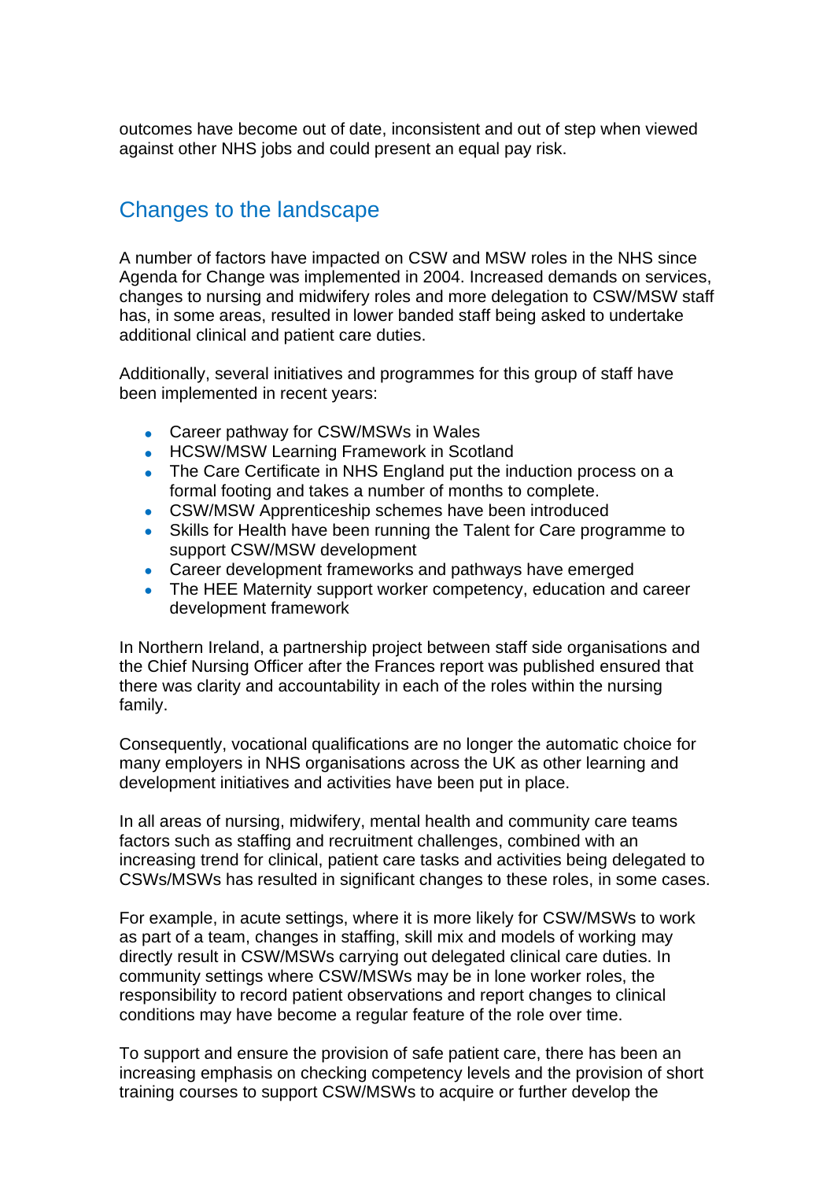outcomes have become out of date, inconsistent and out of step when viewed against other NHS jobs and could present an equal pay risk.

## Changes to the landscape

A number of factors have impacted on CSW and MSW roles in the NHS since Agenda for Change was implemented in 2004. Increased demands on services, changes to nursing and midwifery roles and more delegation to CSW/MSW staff has, in some areas, resulted in lower banded staff being asked to undertake additional clinical and patient care duties.

Additionally, several initiatives and programmes for this group of staff have been implemented in recent years:

- Career pathway for CSW/MSWs in Wales
- HCSW/MSW Learning Framework in Scotland
- The Care Certificate in NHS England put the induction process on a formal footing and takes a number of months to complete.
- CSW/MSW Apprenticeship schemes have been introduced
- Skills for Health have been running the Talent for Care programme to support CSW/MSW development
- Career development frameworks and pathways have emerged
- The HEE Maternity support worker competency, education and career development framework

In Northern Ireland, a partnership project between staff side organisations and the Chief Nursing Officer after the Frances report was published ensured that there was clarity and accountability in each of the roles within the nursing family.

Consequently, vocational qualifications are no longer the automatic choice for many employers in NHS organisations across the UK as other learning and development initiatives and activities have been put in place.

In all areas of nursing, midwifery, mental health and community care teams factors such as staffing and recruitment challenges, combined with an increasing trend for clinical, patient care tasks and activities being delegated to CSWs/MSWs has resulted in significant changes to these roles, in some cases.

For example, in acute settings, where it is more likely for CSW/MSWs to work as part of a team, changes in staffing, skill mix and models of working may directly result in CSW/MSWs carrying out delegated clinical care duties. In community settings where CSW/MSWs may be in lone worker roles, the responsibility to record patient observations and report changes to clinical conditions may have become a regular feature of the role over time.

To support and ensure the provision of safe patient care, there has been an increasing emphasis on checking competency levels and the provision of short training courses to support CSW/MSWs to acquire or further develop the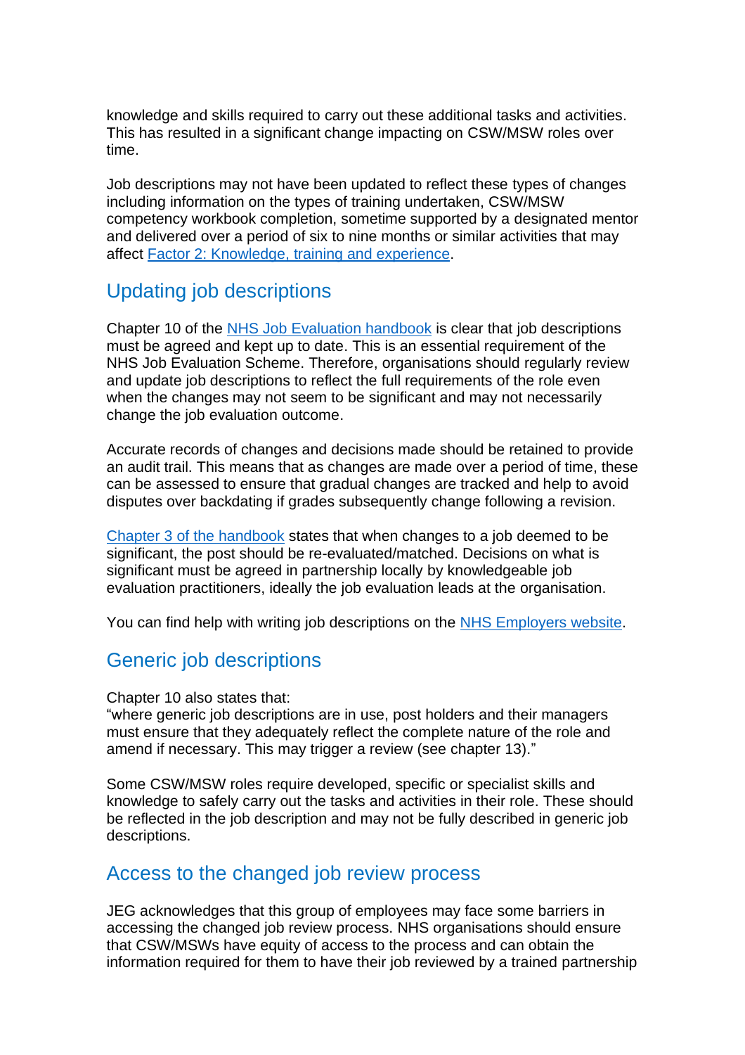knowledge and skills required to carry out these additional tasks and activities. This has resulted in a significant change impacting on CSW/MSW roles over time.

Job descriptions may not have been updated to reflect these types of changes including information on the types of training undertaken, CSW/MSW competency workbook completion, sometime supported by a designated mentor and delivered over a period of six to nine months or similar activities that may affect Factor 2: Knowledge, training and experience.

## Updating job descriptions

Chapter 10 of the NHS Job Evaluation handbook is clear that job descriptions must be agreed and kept up to date. This is an essential requirement of the NHS Job Evaluation Scheme. Therefore, organisations should regularly review and update job descriptions to reflect the full requirements of the role even when the changes may not seem to be significant and may not necessarily change the job evaluation outcome.

Accurate records of changes and decisions made should be retained to provide an audit trail. This means that as changes are made over a period of time, these can be assessed to ensure that gradual changes are tracked and help to avoid disputes over backdating if grades subsequently change following a revision.

Chapter 3 of the handbook states that when changes to a job deemed to be significant, the post should be re-evaluated/matched. Decisions on what is significant must be agreed in partnership locally by knowledgeable job evaluation practitioners, ideally the job evaluation leads at the organisation.

You can find help with writing job descriptions on the NHS Employers website.

## Generic job descriptions

Chapter 10 also states that:
"where generic job descriptions are in use, post holders and their managers must ensure that they adequately reflect the complete nature of the role and amend if necessary. This may trigger a review (see chapter 13)."

Some CSW/MSW roles require developed, specific or specialist skills and knowledge to safely carry out the tasks and activities in their role. These should be reflected in the job description and may not be fully described in generic job descriptions.

## Access to the changed job review process

JEG acknowledges that this group of employees may face some barriers in accessing the changed job review process. NHS organisations should ensure that CSW/MSWs have equity of access to the process and can obtain the information required for them to have their job reviewed by a trained partnership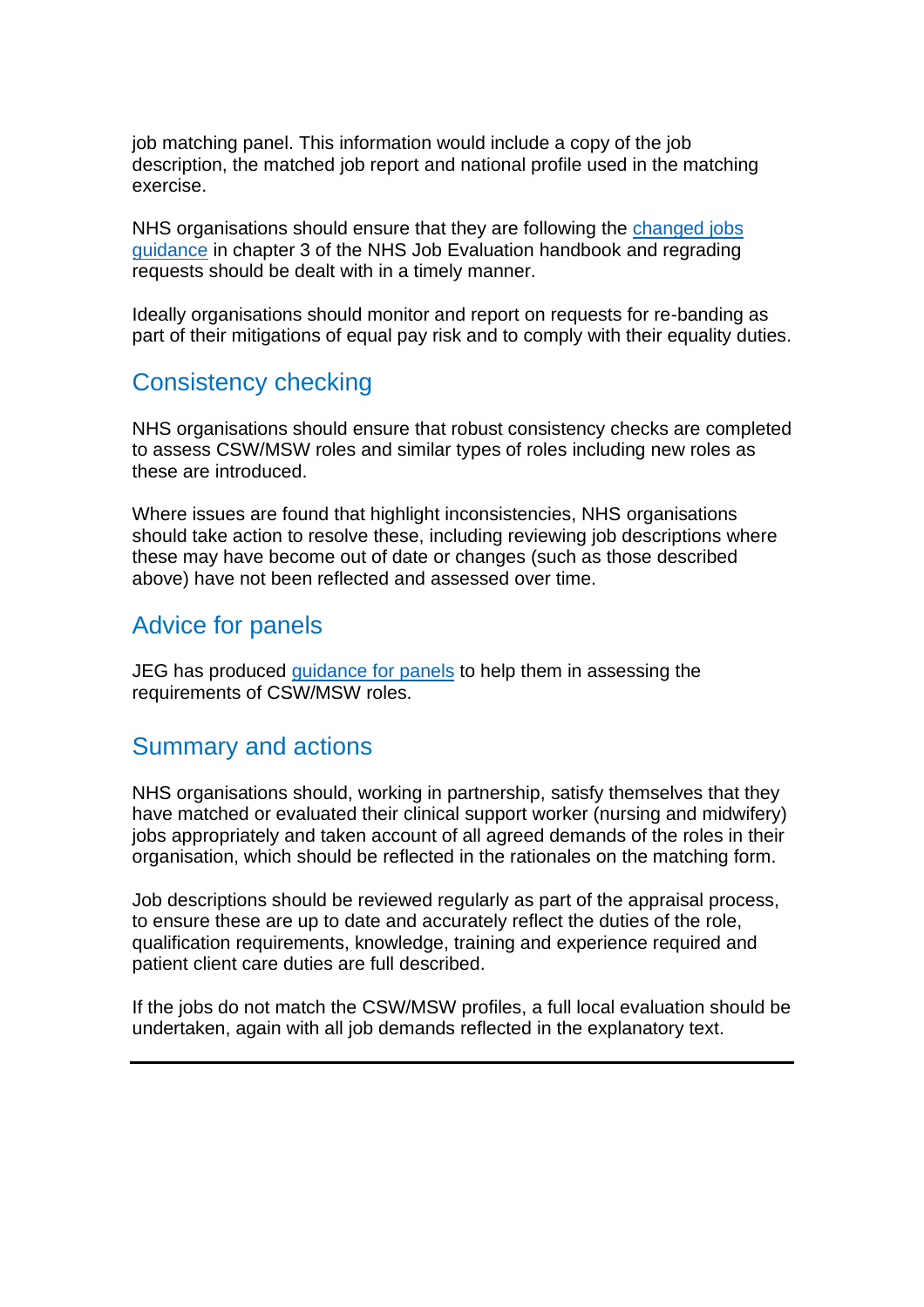job matching panel. This information would include a copy of the job description, the matched job report and national profile used in the matching exercise.

NHS organisations should ensure that they are following the changed jobs guidance in chapter 3 of the NHS Job Evaluation handbook and regrading requests should be dealt with in a timely manner.

Ideally organisations should monitor and report on requests for re-banding as part of their mitigations of equal pay risk and to comply with their equality duties.

## Consistency checking

NHS organisations should ensure that robust consistency checks are completed to assess CSW/MSW roles and similar types of roles including new roles as these are introduced.

Where issues are found that highlight inconsistencies, NHS organisations should take action to resolve these, including reviewing job descriptions where these may have become out of date or changes (such as those described above) have not been reflected and assessed over time.

## Advice for panels

JEG has produced guidance for panels to help them in assessing the requirements of CSW/MSW roles.

## Summary and actions

NHS organisations should, working in partnership, satisfy themselves that they have matched or evaluated their clinical support worker (nursing and midwifery) jobs appropriately and taken account of all agreed demands of the roles in their organisation, which should be reflected in the rationales on the matching form.

Job descriptions should be reviewed regularly as part of the appraisal process, to ensure these are up to date and accurately reflect the duties of the role, qualification requirements, knowledge, training and experience required and patient client care duties are full described.

If the jobs do not match the CSW/MSW profiles, a full local evaluation should be undertaken, again with all job demands reflected in the explanatory text.